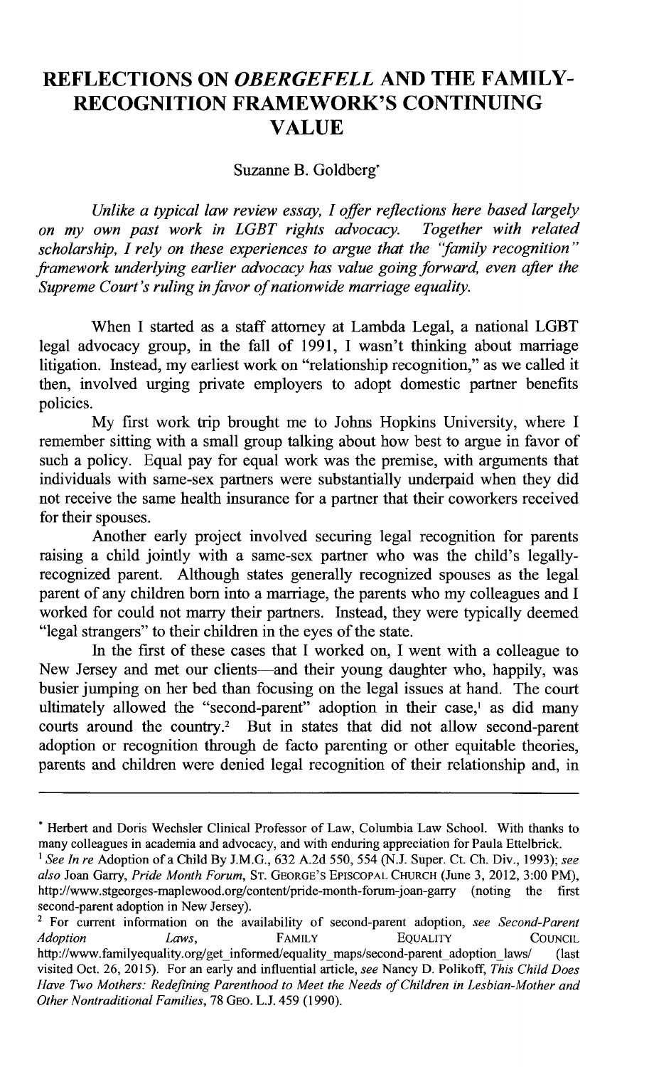# REFLECTIONS ON *OBERGEFELL* AND THE FAMILY-RECOGNITION FRAMEWORK'S CONTINUING VALUE

Suzanne B. Goldberg*

*Unlike a typical law review essay, I offer reflections here based largely on my own past work in LGBT rights advocacy. Together with related scholarship, I rely on these experiences to argue that the "family recognition" framework underlying earlier advocacy has value going forward, even after the Supreme Court's ruling in favor of nationwide marriage equality.*

When I started as a staff attorney at Lambda Legal, a national LGBT legal advocacy group, in the fall of 1991, I wasn't thinking about marriage litigation. Instead, my earliest work on "relationship recognition," as we called it then, involved urging private employers to adopt domestic partner benefits policies.

My first work trip brought me to Johns Hopkins University, where I remember sitting with a small group talking about how best to argue in favor of such a policy. Equal pay for equal work was the premise, with arguments that individuals with same-sex partners were substantially underpaid when they did not receive the same health insurance for a partner that their coworkers received for their spouses.

Another early project involved securing legal recognition for parents raising a child jointly with a same-sex partner who was the child's legally-recognized parent. Although states generally recognized spouses as the legal parent of any children born into a marriage, the parents who my colleagues and I worked for could not marry their partners. Instead, they were typically deemed "legal strangers" to their children in the eyes of the state.

In the first of these cases that I worked on, I went with a colleague to New Jersey and met our clients—and their young daughter who, happily, was busier jumping on her bed than focusing on the legal issues at hand. The court ultimately allowed the "second-parent" adoption in their case,[1] as did many courts around the country.[2] But in states that did not allow second-parent adoption or recognition through de facto parenting or other equitable theories, parents and children were denied legal recognition of their relationship and, in

---

\* Herbert and Doris Wechsler Clinical Professor of Law, Columbia Law School. With thanks to many colleagues in academia and advocacy, and with enduring appreciation for Paula Ettelbrick.

[1] *See In re* Adoption of a Child By J.M.G., 632 A.2d 550, 554 (N.J. Super. Ct. Ch. Div., 1993); *see also* Joan Garry, *Pride Month Forum*, ST. GEORGE'S EPISCOPAL CHURCH (June 3, 2012, 3:00 PM), http://www.stgeorges-maplewood.org/content/pride-month-forum-joan-garry (noting the first second-parent adoption in New Jersey).

[2] For current information on the availability of second-parent adoption, *see Second-Parent Adoption Laws*, FAMILY EQUALITY COUNCIL http://www.familyequality.org/get_informed/equality_maps/second-parent_adoption_laws/ (last visited Oct. 26, 2015). For an early and influential article, *see* Nancy D. Polikoff, *This Child Does Have Two Mothers: Redefining Parenthood to Meet the Needs of Children in Lesbian-Mother and Other Nontraditional Families*, 78 GEO. L.J. 459 (1990).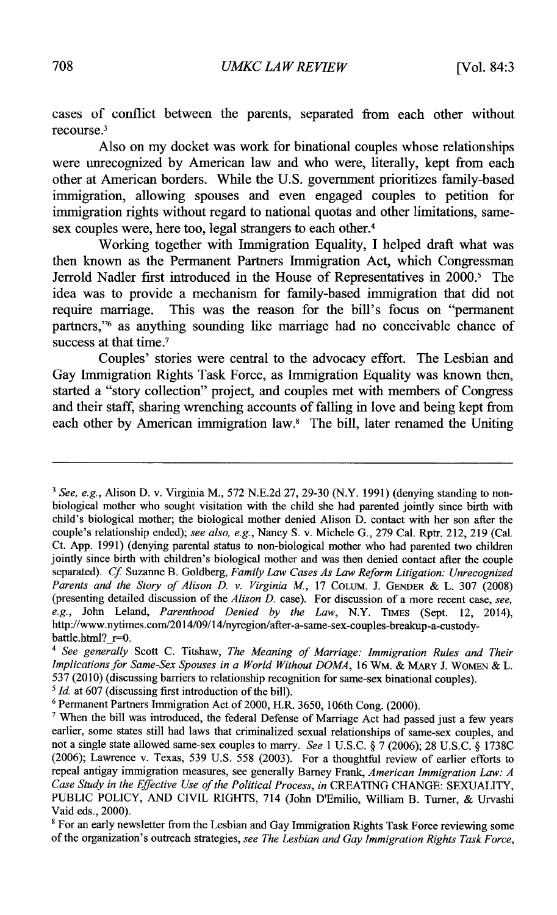cases of conflict between the parents, separated from each other without recourse.[3]

Also on my docket was work for binational couples whose relationships were unrecognized by American law and who were, literally, kept from each other at American borders. While the U.S. government prioritizes family-based immigration, allowing spouses and even engaged couples to petition for immigration rights without regard to national quotas and other limitations, same-sex couples were, here too, legal strangers to each other.[4]

Working together with Immigration Equality, I helped draft what was then known as the Permanent Partners Immigration Act, which Congressman Jerrold Nadler first introduced in the House of Representatives in 2000.[5] The idea was to provide a mechanism for family-based immigration that did not require marriage. This was the reason for the bill's focus on "permanent partners,"[6] as anything sounding like marriage had no conceivable chance of success at that time.[7]

Couples' stories were central to the advocacy effort. The Lesbian and Gay Immigration Rights Task Force, as Immigration Equality was known then, started a "story collection" project, and couples met with members of Congress and their staff, sharing wrenching accounts of falling in love and being kept from each other by American immigration law.[8] The bill, later renamed the Uniting

---

[3] *See, e.g.*, Alison D. v. Virginia M., 572 N.E.2d 27, 29-30 (N.Y. 1991) (denying standing to non-biological mother who sought visitation with the child she had parented jointly since birth with child's biological mother; the biological mother denied Alison D. contact with her son after the couple's relationship ended); *see also, e.g.*, Nancy S. v. Michele G., 279 Cal. Rptr. 212, 219 (Cal. Ct. App. 1991) (denying parental status to non-biological mother who had parented two children jointly since birth with children's biological mother and was then denied contact after the couple separated). *Cf.* Suzanne B. Goldberg, *Family Law Cases As Law Reform Litigation: Unrecognized Parents and the Story of Alison D. v. Virginia M.*, 17 COLUM. J. GENDER & L. 307 (2008) (presenting detailed discussion of the *Alison D.* case). For discussion of a more recent case, *see, e.g.*, John Leland, *Parenthood Denied by the Law*, N.Y. TIMES (Sept. 12, 2014), http://www.nytimes.com/2014/09/14/nyregion/after-a-same-sex-couples-breakup-a-custody-battle.html?_r=0.

[4] *See generally* Scott C. Titshaw, *The Meaning of Marriage: Immigration Rules and Their Implications for Same-Sex Spouses in a World Without DOMA*, 16 WM. & MARY J. WOMEN & L. 537 (2010) (discussing barriers to relationship recognition for same-sex binational couples).

[5] *Id.* at 607 (discussing first introduction of the bill).

[6] Permanent Partners Immigration Act of 2000, H.R. 3650, 106th Cong. (2000).

[7] When the bill was introduced, the federal Defense of Marriage Act had passed just a few years earlier, some states still had laws that criminalized sexual relationships of same-sex couples, and not a single state allowed same-sex couples to marry. *See* 1 U.S.C. § 7 (2006); 28 U.S.C. § 1738C (2006); Lawrence v. Texas, 539 U.S. 558 (2003). For a thoughtful review of earlier efforts to repeal antigay immigration measures, see generally Barney Frank, *American Immigration Law: A Case Study in the Effective Use of the Political Process*, *in* CREATING CHANGE: SEXUALITY, PUBLIC POLICY, AND CIVIL RIGHTS, 714 (John D'Emilio, William B. Turner, & Urvashi Vaid eds., 2000).

[8] For an early newsletter from the Lesbian and Gay Immigration Rights Task Force reviewing some of the organization's outreach strategies, *see The Lesbian and Gay Immigration Rights Task Force*,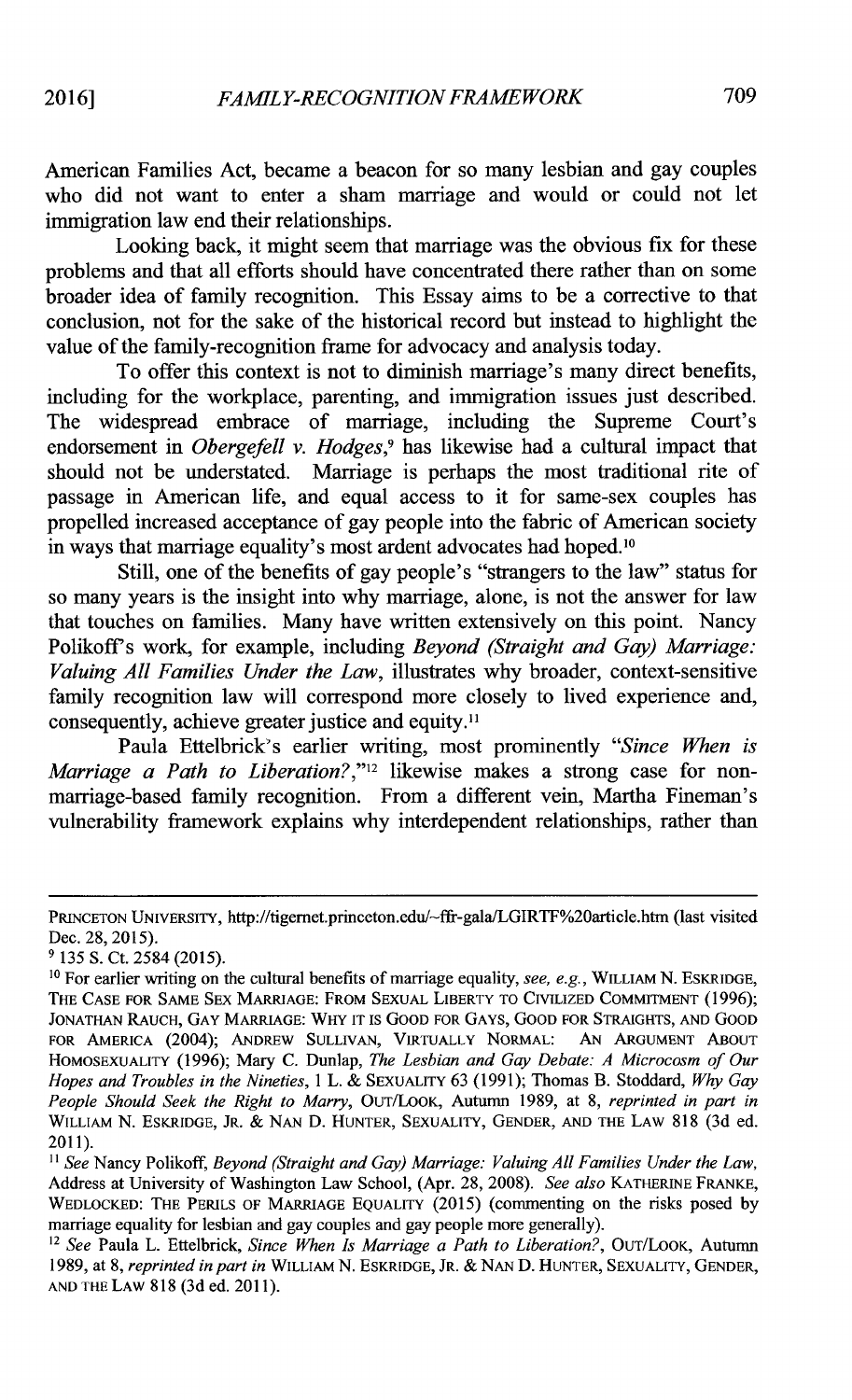American Families Act, became a beacon for so many lesbian and gay couples who did not want to enter a sham marriage and would or could not let immigration law end their relationships.

Looking back, it might seem that marriage was the obvious fix for these problems and that all efforts should have concentrated there rather than on some broader idea of family recognition. This Essay aims to be a corrective to that conclusion, not for the sake of the historical record but instead to highlight the value of the family-recognition frame for advocacy and analysis today.

To offer this context is not to diminish marriage's many direct benefits, including for the workplace, parenting, and immigration issues just described. The widespread embrace of marriage, including the Supreme Court's endorsement in *Obergefell v. Hodges*,[9] has likewise had a cultural impact that should not be understated. Marriage is perhaps the most traditional rite of passage in American life, and equal access to it for same-sex couples has propelled increased acceptance of gay people into the fabric of American society in ways that marriage equality's most ardent advocates had hoped.[10]

Still, one of the benefits of gay people's "strangers to the law" status for so many years is the insight into why marriage, alone, is not the answer for law that touches on families. Many have written extensively on this point. Nancy Polikoff's work, for example, including *Beyond (Straight and Gay) Marriage: Valuing All Families Under the Law*, illustrates why broader, context-sensitive family recognition law will correspond more closely to lived experience and, consequently, achieve greater justice and equity.[11]

Paula Ettelbrick's earlier writing, most prominently "*Since When is Marriage a Path to Liberation?*,"[12] likewise makes a strong case for non-marriage-based family recognition. From a different vein, Martha Fineman's vulnerability framework explains why interdependent relationships, rather than

---

PRINCETON UNIVERSITY, http://tigernet.princeton.edu/~ffr-gala/LGIRTF%20article.htm (last visited Dec. 28, 2015).

[9] 135 S. Ct. 2584 (2015).

[10] For earlier writing on the cultural benefits of marriage equality, *see, e.g.*, WILLIAM N. ESKRIDGE, THE CASE FOR SAME SEX MARRIAGE: FROM SEXUAL LIBERTY TO CIVILIZED COMMITMENT (1996); JONATHAN RAUCH, GAY MARRIAGE: WHY IT IS GOOD FOR GAYS, GOOD FOR STRAIGHTS, AND GOOD FOR AMERICA (2004); ANDREW SULLIVAN, VIRTUALLY NORMAL: AN ARGUMENT ABOUT HOMOSEXUALITY (1996); Mary C. Dunlap, *The Lesbian and Gay Debate: A Microcosm of Our Hopes and Troubles in the Nineties*, 1 L. & SEXUALITY 63 (1991); Thomas B. Stoddard, *Why Gay People Should Seek the Right to Marry*, OUT/LOOK, Autumn 1989, at 8, *reprinted in part in* WILLIAM N. ESKRIDGE, JR. & NAN D. HUNTER, SEXUALITY, GENDER, AND THE LAW 818 (3d ed. 2011).

[11] *See* Nancy Polikoff, *Beyond (Straight and Gay) Marriage: Valuing All Families Under the Law*, Address at University of Washington Law School, (Apr. 28, 2008). *See also* KATHERINE FRANKE, WEDLOCKED: THE PERILS OF MARRIAGE EQUALITY (2015) (commenting on the risks posed by marriage equality for lesbian and gay couples and gay people more generally).

[12] *See* Paula L. Ettelbrick, *Since When Is Marriage a Path to Liberation?*, OUT/LOOK, Autumn 1989, at 8, *reprinted in part in* WILLIAM N. ESKRIDGE, JR. & NAN D. HUNTER, SEXUALITY, GENDER, AND THE LAW 818 (3d ed. 2011).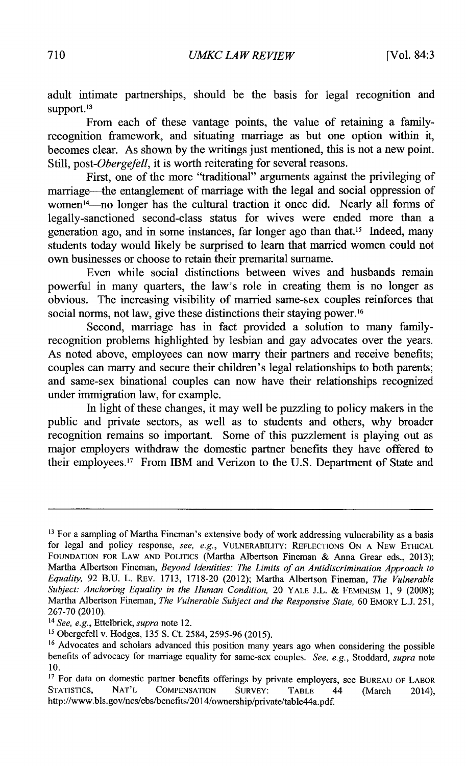adult intimate partnerships, should be the basis for legal recognition and support.[13]

From each of these vantage points, the value of retaining a family-recognition framework, and situating marriage as but one option within it, becomes clear. As shown by the writings just mentioned, this is not a new point. Still, post-*Obergefell*, it is worth reiterating for several reasons.

First, one of the more "traditional" arguments against the privileging of marriage—the entanglement of marriage with the legal and social oppression of women[14]—no longer has the cultural traction it once did. Nearly all forms of legally-sanctioned second-class status for wives were ended more than a generation ago, and in some instances, far longer ago than that.[15] Indeed, many students today would likely be surprised to learn that married women could not own businesses or choose to retain their premarital surname.

Even while social distinctions between wives and husbands remain powerful in many quarters, the law's role in creating them is no longer as obvious. The increasing visibility of married same-sex couples reinforces that social norms, not law, give these distinctions their staying power.[16]

Second, marriage has in fact provided a solution to many family-recognition problems highlighted by lesbian and gay advocates over the years. As noted above, employees can now marry their partners and receive benefits; couples can marry and secure their children's legal relationships to both parents; and same-sex binational couples can now have their relationships recognized under immigration law, for example.

In light of these changes, it may well be puzzling to policy makers in the public and private sectors, as well as to students and others, why broader recognition remains so important. Some of this puzzlement is playing out as major employers withdraw the domestic partner benefits they have offered to their employees.[17] From IBM and Verizon to the U.S. Department of State and

---

[13] For a sampling of Martha Fineman's extensive body of work addressing vulnerability as a basis for legal and policy response, *see, e.g.*, VULNERABILITY: REFLECTIONS ON A NEW ETHICAL FOUNDATION FOR LAW AND POLITICS (Martha Albertson Fineman & Anna Grear eds., 2013); Martha Albertson Fineman, *Beyond Identities: The Limits of an Antidiscrimination Approach to Equality*, 92 B.U. L. REV. 1713, 1718-20 (2012); Martha Albertson Fineman, *The Vulnerable Subject: Anchoring Equality in the Human Condition*, 20 YALE J.L. & FEMINISM 1, 9 (2008); Martha Albertson Fineman, *The Vulnerable Subject and the Responsive State*, 60 EMORY L.J. 251, 267-70 (2010).

[14] *See, e.g.*, Ettelbrick, *supra* note 12.

[15] Obergefell v. Hodges, 135 S. Ct. 2584, 2595-96 (2015).

[16] Advocates and scholars advanced this position many years ago when considering the possible benefits of advocacy for marriage equality for same-sex couples. *See, e.g.*, Stoddard, *supra* note 10.

[17] For data on domestic partner benefits offerings by private employers, see BUREAU OF LABOR STATISTICS, NAT'L COMPENSATION SURVEY: TABLE 44 (March 2014), http://www.bls.gov/ncs/ebs/benefits/2014/ownership/private/table44a.pdf.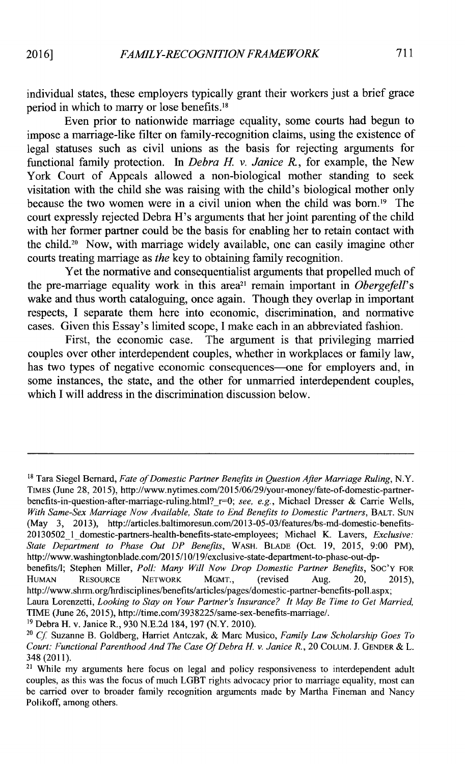individual states, these employers typically grant their workers just a brief grace period in which to marry or lose benefits.[18]

Even prior to nationwide marriage equality, some courts had begun to impose a marriage-like filter on family-recognition claims, using the existence of legal statuses such as civil unions as the basis for rejecting arguments for functional family protection. In *Debra H. v. Janice R.*, for example, the New York Court of Appeals allowed a non-biological mother standing to seek visitation with the child she was raising with the child's biological mother only because the two women were in a civil union when the child was born.[19] The court expressly rejected Debra H's arguments that her joint parenting of the child with her former partner could be the basis for enabling her to retain contact with the child.[20] Now, with marriage widely available, one can easily imagine other courts treating marriage as *the* key to obtaining family recognition.

Yet the normative and consequentialist arguments that propelled much of the pre-marriage equality work in this area[21] remain important in *Obergefell*'s wake and thus worth cataloguing, once again. Though they overlap in important respects, I separate them here into economic, discrimination, and normative cases. Given this Essay's limited scope, I make each in an abbreviated fashion.

First, the economic case. The argument is that privileging married couples over other interdependent couples, whether in workplaces or family law, has two types of negative economic consequences—one for employers and, in some instances, the state, and the other for unmarried interdependent couples, which I will address in the discrimination discussion below.

---

[18] Tara Siegel Bernard, *Fate of Domestic Partner Benefits in Question After Marriage Ruling*, N.Y. TIMES (June 28, 2015), http://www.nytimes.com/2015/06/29/your-money/fate-of-domestic-partner-benefits-in-question-after-marriage-ruling.html?_r=0; *see, e.g.*, Michael Dresser & Carrie Wells, *With Same-Sex Marriage Now Available, State to End Benefits to Domestic Partners*, BALT. SUN (May 3, 2013), http://articles.baltimoresun.com/2013-05-03/features/bs-md-domestic-benefits-20130502_1_domestic-partners-health-benefits-state-employees; Michael K. Lavers, *Exclusive: State Department to Phase Out DP Benefits*, WASH. BLADE (Oct. 19, 2015, 9:00 PM), http://www.washingtonblade.com/2015/10/19/exclusive-state-department-to-phase-out-dp-benefits/l; Stephen Miller, *Poll: Many Will Now Drop Domestic Partner Benefits*, SOC'Y FOR HUMAN RESOURCE NETWORK MGMT., (revised Aug. 20, 2015), http://www.shrm.org/hrdisciplines/benefits/articles/pages/domestic-partner-benefits-poll.aspx; Laura Lorenzetti, *Looking to Stay on Your Partner's Insurance? It May Be Time to Get Married*, TIME (June 26, 2015), http://time.com/3938225/same-sex-benefits-marriage/.

[19] Debra H. v. Janice R., 930 N.E.2d 184, 197 (N.Y. 2010).

[20] *Cf.* Suzanne B. Goldberg, Harriet Antczak, & Marc Musico, *Family Law Scholarship Goes To Court: Functional Parenthood And The Case Of Debra H. v. Janice R.*, 20 COLUM. J. GENDER & L. 348 (2011).

[21] While my arguments here focus on legal and policy responsiveness to interdependent adult couples, as this was the focus of much LGBT rights advocacy prior to marriage equality, most can be carried over to broader family recognition arguments made by Martha Fineman and Nancy Polikoff, among others.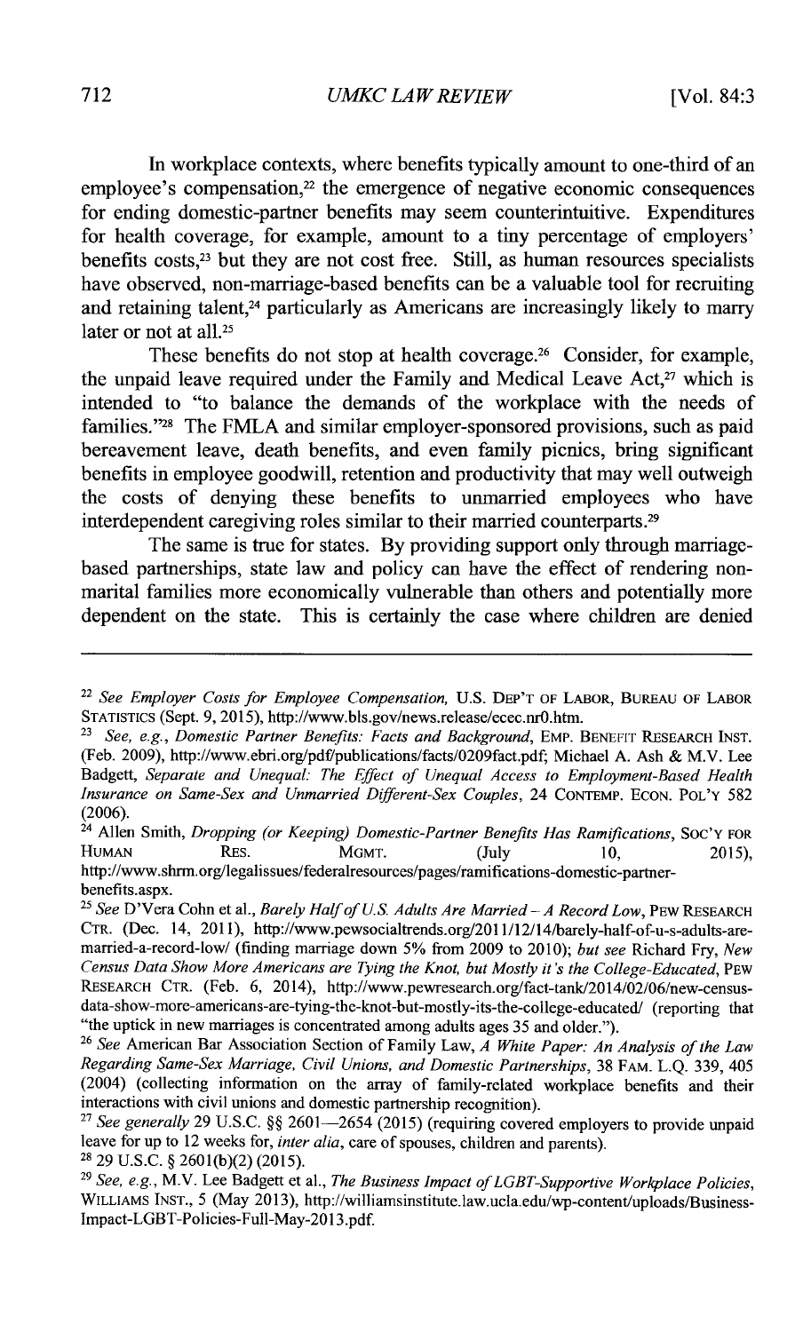In workplace contexts, where benefits typically amount to one-third of an employee's compensation,[22] the emergence of negative economic consequences for ending domestic-partner benefits may seem counterintuitive. Expenditures for health coverage, for example, amount to a tiny percentage of employers' benefits costs,[23] but they are not cost free. Still, as human resources specialists have observed, non-marriage-based benefits can be a valuable tool for recruiting and retaining talent,[24] particularly as Americans are increasingly likely to marry later or not at all.[25]

These benefits do not stop at health coverage.[26] Consider, for example, the unpaid leave required under the Family and Medical Leave Act,[27] which is intended to "to balance the demands of the workplace with the needs of families."[28] The FMLA and similar employer-sponsored provisions, such as paid bereavement leave, death benefits, and even family picnics, bring significant benefits in employee goodwill, retention and productivity that may well outweigh the costs of denying these benefits to unmarried employees who have interdependent caregiving roles similar to their married counterparts.[29]

The same is true for states. By providing support only through marriage-based partnerships, state law and policy can have the effect of rendering non-marital families more economically vulnerable than others and potentially more dependent on the state. This is certainly the case where children are denied

---

[22] *See Employer Costs for Employee Compensation*, U.S. DEP'T OF LABOR, BUREAU OF LABOR STATISTICS (Sept. 9, 2015), http://www.bls.gov/news.release/ecec.nr0.htm.

[23] *See, e.g.*, *Domestic Partner Benefits: Facts and Background*, EMP. BENEFIT RESEARCH INST. (Feb. 2009), http://www.ebri.org/pdf/publications/facts/0209fact.pdf; Michael A. Ash & M.V. Lee Badgett, *Separate and Unequal: The Effect of Unequal Access to Employment-Based Health Insurance on Same-Sex and Unmarried Different-Sex Couples*, 24 CONTEMP. ECON. POL'Y 582 (2006).

[24] Allen Smith, *Dropping (or Keeping) Domestic-Partner Benefits Has Ramifications*, SOC'Y FOR HUMAN RES. MGMT. (July 10, 2015), http://www.shrm.org/legalissues/federalresources/pages/ramifications-domestic-partner-benefits.aspx.

[25] *See* D'Vera Cohn et al., *Barely Half of U.S. Adults Are Married – A Record Low*, PEW RESEARCH CTR. (Dec. 14, 2011), http://www.pewsocialtrends.org/2011/12/14/barely-half-of-u-s-adults-are-married-a-record-low/ (finding marriage down 5% from 2009 to 2010); *but see* Richard Fry, *New Census Data Show More Americans are Tying the Knot, but Mostly it's the College-Educated*, PEW RESEARCH CTR. (Feb. 6, 2014), http://www.pewresearch.org/fact-tank/2014/02/06/new-census-data-show-more-americans-are-tying-the-knot-but-mostly-its-the-college-educated/ (reporting that "the uptick in new marriages is concentrated among adults ages 35 and older.").

[26] *See* American Bar Association Section of Family Law, *A White Paper: An Analysis of the Law Regarding Same-Sex Marriage, Civil Unions, and Domestic Partnerships*, 38 FAM. L.Q. 339, 405 (2004) (collecting information on the array of family-related workplace benefits and their interactions with civil unions and domestic partnership recognition).

[27] *See generally* 29 U.S.C. §§ 2601—2654 (2015) (requiring covered employers to provide unpaid leave for up to 12 weeks for, *inter alia*, care of spouses, children and parents).

[28] 29 U.S.C. § 2601(b)(2) (2015).

[29] *See, e.g.*, M.V. Lee Badgett et al., *The Business Impact of LGBT-Supportive Workplace Policies*, WILLIAMS INST., 5 (May 2013), http://williamsinstitute.law.ucla.edu/wp-content/uploads/Business-Impact-LGBT-Policies-Full-May-2013.pdf.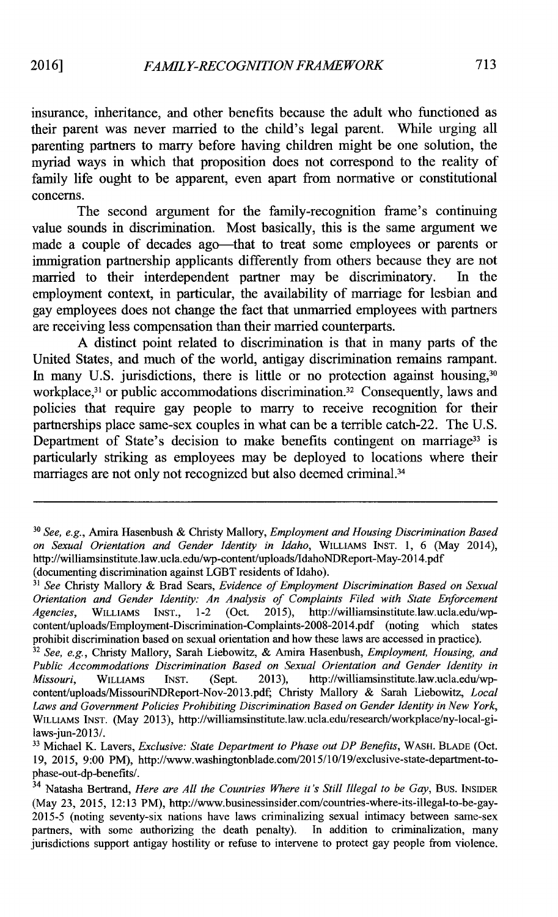insurance, inheritance, and other benefits because the adult who functioned as their parent was never married to the child's legal parent. While urging all parenting partners to marry before having children might be one solution, the myriad ways in which that proposition does not correspond to the reality of family life ought to be apparent, even apart from normative or constitutional concerns.

The second argument for the family-recognition frame's continuing value sounds in discrimination. Most basically, this is the same argument we made a couple of decades ago—that to treat some employees or parents or immigration partnership applicants differently from others because they are not married to their interdependent partner may be discriminatory. In the employment context, in particular, the availability of marriage for lesbian and gay employees does not change the fact that unmarried employees with partners are receiving less compensation than their married counterparts.

A distinct point related to discrimination is that in many parts of the United States, and much of the world, antigay discrimination remains rampant. In many U.S. jurisdictions, there is little or no protection against housing,[30] workplace,[31] or public accommodations discrimination.[32] Consequently, laws and policies that require gay people to marry to receive recognition for their partnerships place same-sex couples in what can be a terrible catch-22. The U.S. Department of State's decision to make benefits contingent on marriage[33] is particularly striking as employees may be deployed to locations where their marriages are not only not recognized but also deemed criminal.[34]

---

[30] *See, e.g.*, Amira Hasenbush & Christy Mallory, *Employment and Housing Discrimination Based on Sexual Orientation and Gender Identity in Idaho*, WILLIAMS INST. 1, 6 (May 2014), http://williamsinstitute.law.ucla.edu/wp-content/uploads/IdahoNDReport-May-2014.pdf (documenting discrimination against LGBT residents of Idaho).

[31] *See* Christy Mallory & Brad Sears, *Evidence of Employment Discrimination Based on Sexual Orientation and Gender Identity: An Analysis of Complaints Filed with State Enforcement Agencies*, WILLIAMS INST., 1-2 (Oct. 2015), http://williamsinstitute.law.ucla.edu/wp-content/uploads/Employment-Discrimination-Complaints-2008-2014.pdf (noting which states prohibit discrimination based on sexual orientation and how these laws are accessed in practice).

[32] *See, e.g.*, Christy Mallory, Sarah Liebowitz, & Amira Hasenbush, *Employment, Housing, and Public Accommodations Discrimination Based on Sexual Orientation and Gender Identity in Missouri*, WILLIAMS INST. (Sept. 2013), http://williamsinstitute.law.ucla.edu/wp-content/uploads/MissouriNDReport-Nov-2013.pdf; Christy Mallory & Sarah Liebowitz, *Local Laws and Government Policies Prohibiting Discrimination Based on Gender Identity in New York*, WILLIAMS INST. (May 2013), http://williamsinstitute.law.ucla.edu/research/workplace/ny-local-gi-laws-jun-2013/.

[33] Michael K. Lavers, *Exclusive: State Department to Phase out DP Benefits*, WASH. BLADE (Oct. 19, 2015, 9:00 PM), http://www.washingtonblade.com/2015/10/19/exclusive-state-department-to-phase-out-dp-benefits/.

[34] Natasha Bertrand, *Here are All the Countries Where it's Still Illegal to be Gay*, BUS. INSIDER (May 23, 2015, 12:13 PM), http://www.businessinsider.com/countries-where-its-illegal-to-be-gay-2015-5 (noting seventy-six nations have laws criminalizing sexual intimacy between same-sex partners, with some authorizing the death penalty). In addition to criminalization, many jurisdictions support antigay hostility or refuse to intervene to protect gay people from violence.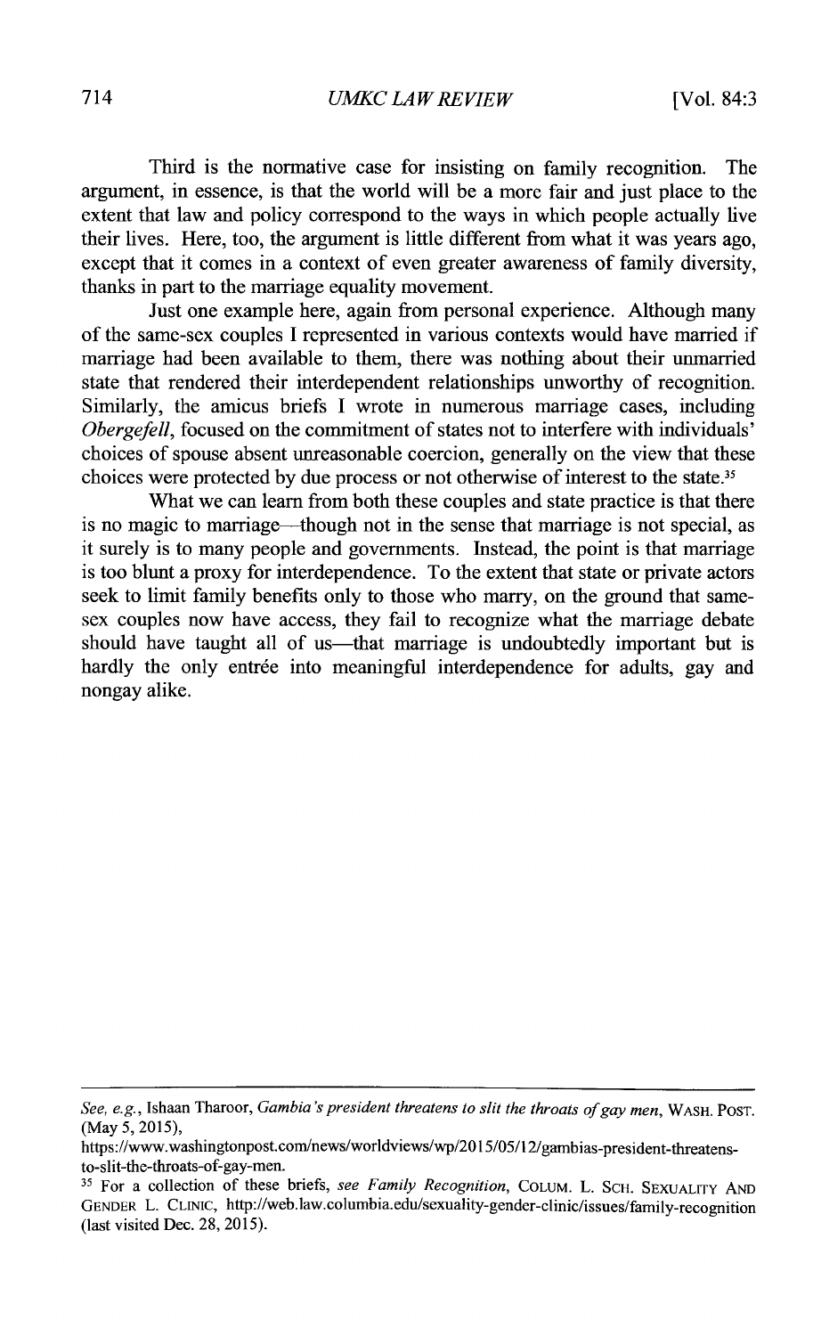Third is the normative case for insisting on family recognition. The argument, in essence, is that the world will be a more fair and just place to the extent that law and policy correspond to the ways in which people actually live their lives. Here, too, the argument is little different from what it was years ago, except that it comes in a context of even greater awareness of family diversity, thanks in part to the marriage equality movement.

Just one example here, again from personal experience. Although many of the same-sex couples I represented in various contexts would have married if marriage had been available to them, there was nothing about their unmarried state that rendered their interdependent relationships unworthy of recognition. Similarly, the amicus briefs I wrote in numerous marriage cases, including *Obergefell*, focused on the commitment of states not to interfere with individuals' choices of spouse absent unreasonable coercion, generally on the view that these choices were protected by due process or not otherwise of interest to the state.[35]

What we can learn from both these couples and state practice is that there is no magic to marriage—though not in the sense that marriage is not special, as it surely is to many people and governments. Instead, the point is that marriage is too blunt a proxy for interdependence. To the extent that state or private actors seek to limit family benefits only to those who marry, on the ground that same-sex couples now have access, they fail to recognize what the marriage debate should have taught all of us—that marriage is undoubtedly important but is hardly the only entrée into meaningful interdependence for adults, gay and nongay alike.

---

*See, e.g.*, Ishaan Tharoor, *Gambia's president threatens to slit the throats of gay men*, WASH. POST. (May 5, 2015), https://www.washingtonpost.com/news/worldviews/wp/2015/05/12/gambias-president-threatens-to-slit-the-throats-of-gay-men.

[35] For a collection of these briefs, *see Family Recognition*, COLUM. L. SCH. SEXUALITY AND GENDER L. CLINIC, http://web.law.columbia.edu/sexuality-gender-clinic/issues/family-recognition (last visited Dec. 28, 2015).